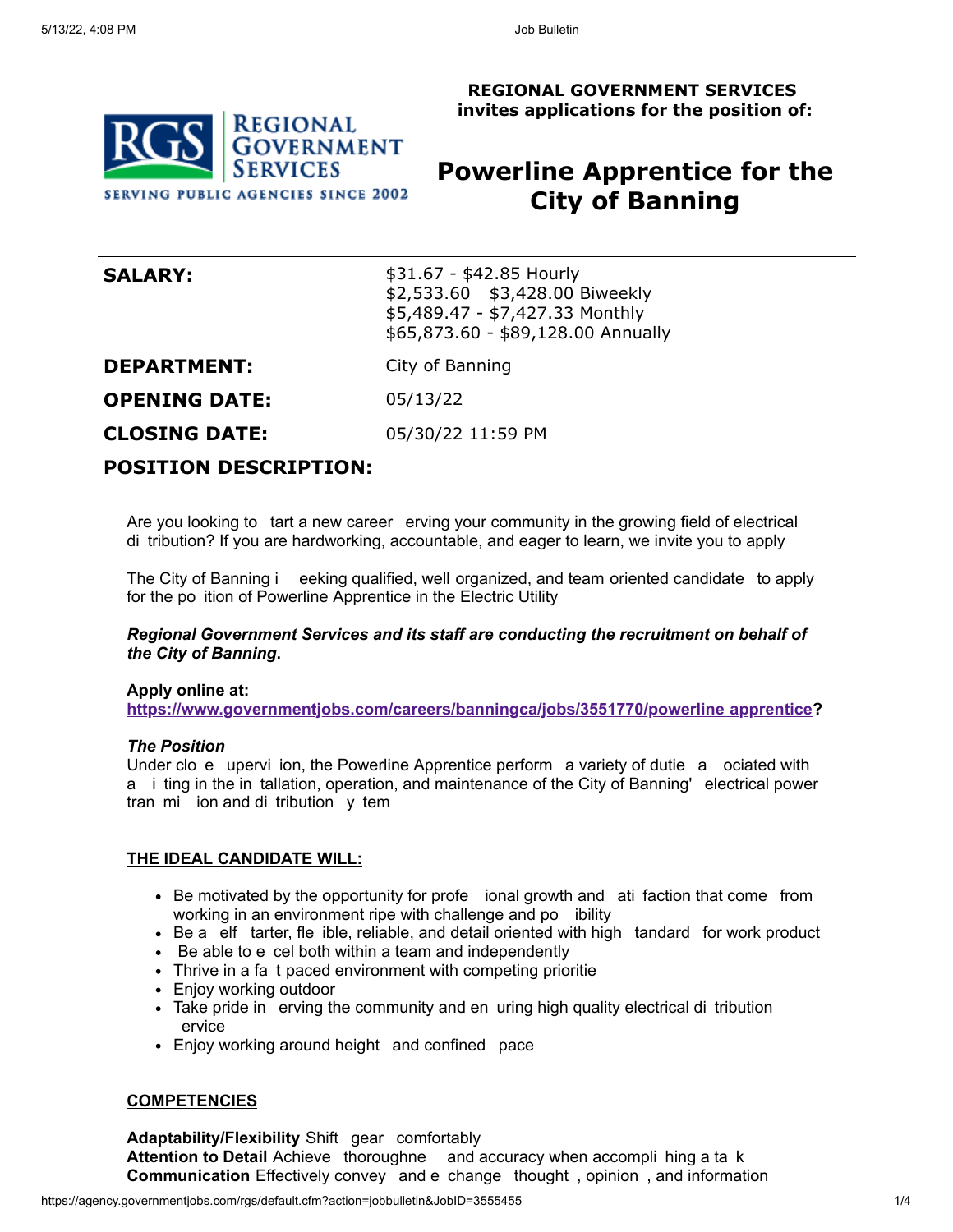**REGIONAL GOVERNMENT SERVICES**
**invites applications for the position of:**

# Powerline Apprentice for the City of Banning

| | |
|---|---|
| **SALARY:** | $31.67 - $42.85 Hourly<br>$2,533.60 $3,428.00 Biweekly<br>$5,489.47 - $7,427.33 Monthly<br>$65,873.60 - $89,128.00 Annually |
| **DEPARTMENT:** | City of Banning |
| **OPENING DATE:** | 05/13/22 |
| **CLOSING DATE:** | 05/30/22 11:59 PM |

## POSITION DESCRIPTION:

Are you looking to tart a new career erving your community in the growing field of electrical di tribution? If you are hardworking, accountable, and eager to learn, we invite you to apply

The City of Banning i eeking qualified, well organized, and team oriented candidate to apply for the po ition of Powerline Apprentice in the Electric Utility

***Regional Government Services and its staff are conducting the recruitment on behalf of the City of Banning.***

**Apply online at:**
**https://www.governmentjobs.com/careers/banningca/jobs/3551770/powerline apprentice?**

***The Position***
Under clo e upervi ion, the Powerline Apprentice perform a variety of dutie a ociated with a i ting in the in tallation, operation, and maintenance of the City of Banning' electrical power tran mi ion and di tribution y tem

**THE IDEAL CANDIDATE WILL:**

- Be motivated by the opportunity for profe ional growth and ati faction that come from working in an environment ripe with challenge and po ibility
- Be a elf tarter, fle ible, reliable, and detail oriented with high tandard for work product
- Be able to e cel both within a team and independently
- Thrive in a fa t paced environment with competing prioritie
- Enjoy working outdoor
- Take pride in erving the community and en uring high quality electrical di tribution ervice
- Enjoy working around height and confined pace

**COMPETENCIES**

**Adaptability/Flexibility** Shift gear comfortably
**Attention to Detail** Achieve thoroughne and accuracy when accompli hing a ta k
**Communication** Effectively convey and e change thought , opinion , and information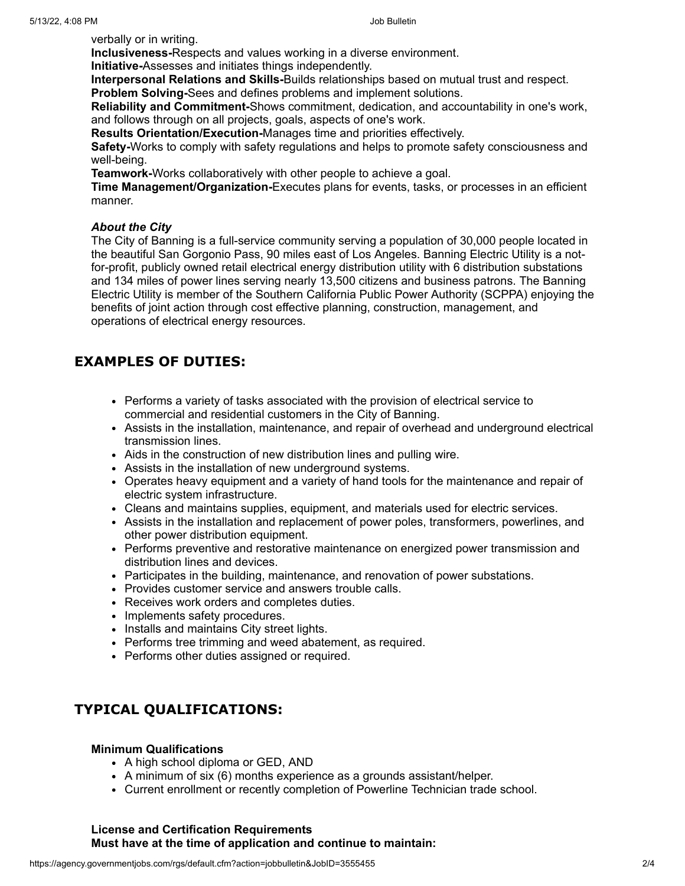verbally or in writing.

**Inclusiveness-**Respects and values working in a diverse environment.

**Initiative-**Assesses and initiates things independently.

**Interpersonal Relations and Skills-**Builds relationships based on mutual trust and respect.

**Problem Solving-**Sees and defines problems and implement solutions.

**Reliability and Commitment-**Shows commitment, dedication, and accountability in one's work, and follows through on all projects, goals, aspects of one's work.

**Results Orientation/Execution-**Manages time and priorities effectively.

**Safety-**Works to comply with safety regulations and helps to promote safety consciousness and well-being.

**Teamwork-**Works collaboratively with other people to achieve a goal.

**Time Management/Organization-**Executes plans for events, tasks, or processes in an efficient manner.

***About the City***

The City of Banning is a full-service community serving a population of 30,000 people located in the beautiful San Gorgonio Pass, 90 miles east of Los Angeles. Banning Electric Utility is a not-for-profit, publicly owned retail electrical energy distribution utility with 6 distribution substations and 134 miles of power lines serving nearly 13,500 citizens and business patrons. The Banning Electric Utility is member of the Southern California Public Power Authority (SCPPA) enjoying the benefits of joint action through cost effective planning, construction, management, and operations of electrical energy resources.

## EXAMPLES OF DUTIES:

- Performs a variety of tasks associated with the provision of electrical service to commercial and residential customers in the City of Banning.
- Assists in the installation, maintenance, and repair of overhead and underground electrical transmission lines.
- Aids in the construction of new distribution lines and pulling wire.
- Assists in the installation of new underground systems.
- Operates heavy equipment and a variety of hand tools for the maintenance and repair of electric system infrastructure.
- Cleans and maintains supplies, equipment, and materials used for electric services.
- Assists in the installation and replacement of power poles, transformers, powerlines, and other power distribution equipment.
- Performs preventive and restorative maintenance on energized power transmission and distribution lines and devices.
- Participates in the building, maintenance, and renovation of power substations.
- Provides customer service and answers trouble calls.
- Receives work orders and completes duties.
- Implements safety procedures.
- Installs and maintains City street lights.
- Performs tree trimming and weed abatement, as required.
- Performs other duties assigned or required.

## TYPICAL QUALIFICATIONS:

**Minimum Qualifications**

- A high school diploma or GED, AND
- A minimum of six (6) months experience as a grounds assistant/helper.
- Current enrollment or recently completion of Powerline Technician trade school.

**License and Certification Requirements**
**Must have at the time of application and continue to maintain:**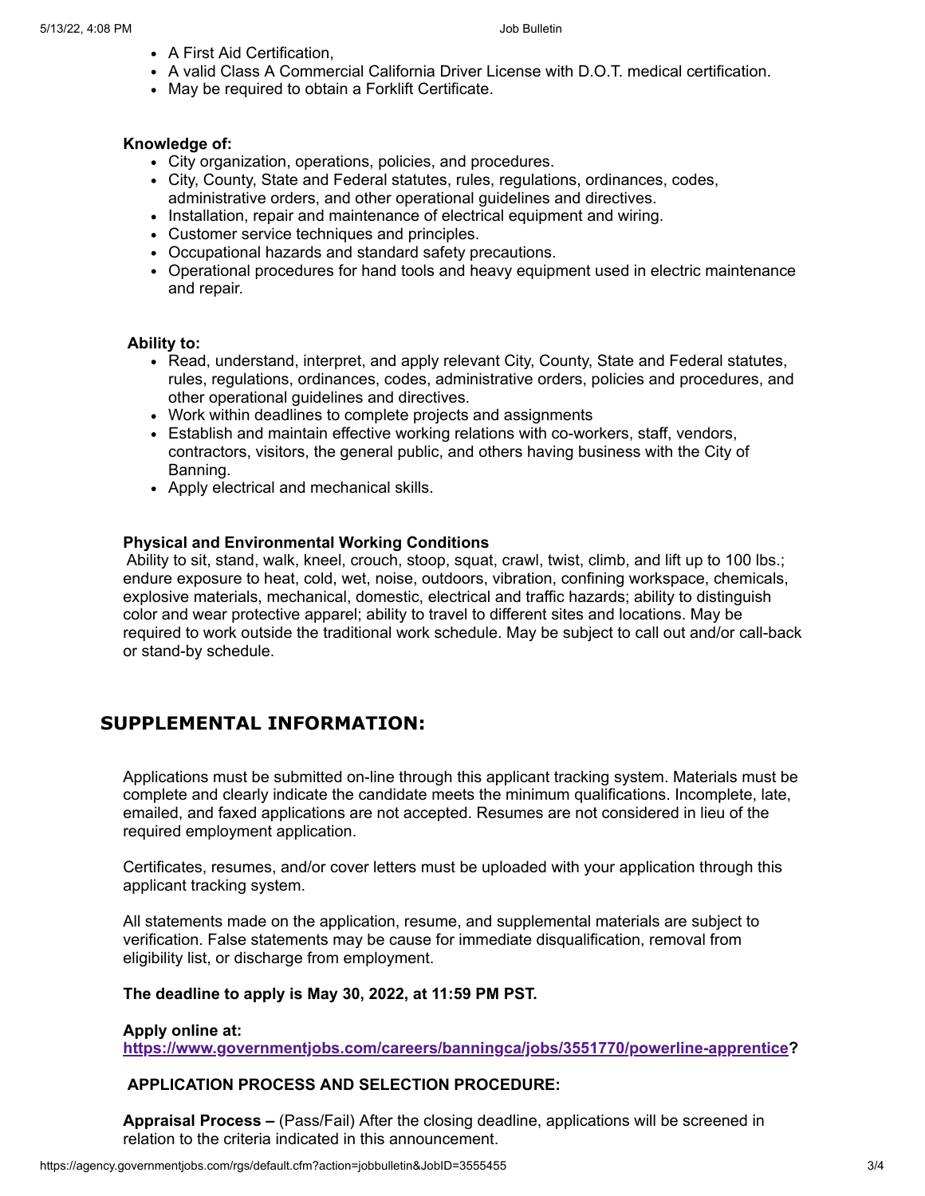- A First Aid Certification,
- A valid Class A Commercial California Driver License with D.O.T. medical certification.
- May be required to obtain a Forklift Certificate.

**Knowledge of:**

- City organization, operations, policies, and procedures.
- City, County, State and Federal statutes, rules, regulations, ordinances, codes, administrative orders, and other operational guidelines and directives.
- Installation, repair and maintenance of electrical equipment and wiring.
- Customer service techniques and principles.
- Occupational hazards and standard safety precautions.
- Operational procedures for hand tools and heavy equipment used in electric maintenance and repair.

**Ability to:**

- Read, understand, interpret, and apply relevant City, County, State and Federal statutes, rules, regulations, ordinances, codes, administrative orders, policies and procedures, and other operational guidelines and directives.
- Work within deadlines to complete projects and assignments
- Establish and maintain effective working relations with co-workers, staff, vendors, contractors, visitors, the general public, and others having business with the City of Banning.
- Apply electrical and mechanical skills.

**Physical and Environmental Working Conditions**

Ability to sit, stand, walk, kneel, crouch, stoop, squat, crawl, twist, climb, and lift up to 100 lbs.; endure exposure to heat, cold, wet, noise, outdoors, vibration, confining workspace, chemicals, explosive materials, mechanical, domestic, electrical and traffic hazards; ability to distinguish color and wear protective apparel; ability to travel to different sites and locations. May be required to work outside the traditional work schedule. May be subject to call out and/or call-back or stand-by schedule.

## SUPPLEMENTAL INFORMATION:

Applications must be submitted on-line through this applicant tracking system. Materials must be complete and clearly indicate the candidate meets the minimum qualifications. Incomplete, late, emailed, and faxed applications are not accepted. Resumes are not considered in lieu of the required employment application.

Certificates, resumes, and/or cover letters must be uploaded with your application through this applicant tracking system.

All statements made on the application, resume, and supplemental materials are subject to verification. False statements may be cause for immediate disqualification, removal from eligibility list, or discharge from employment.

**The deadline to apply is May 30, 2022, at 11:59 PM PST.**

**Apply online at:**
**https://www.governmentjobs.com/careers/banningca/jobs/3551770/powerline-apprentice?**

**APPLICATION PROCESS AND SELECTION PROCEDURE:**

**Appraisal Process –** (Pass/Fail) After the closing deadline, applications will be screened in relation to the criteria indicated in this announcement.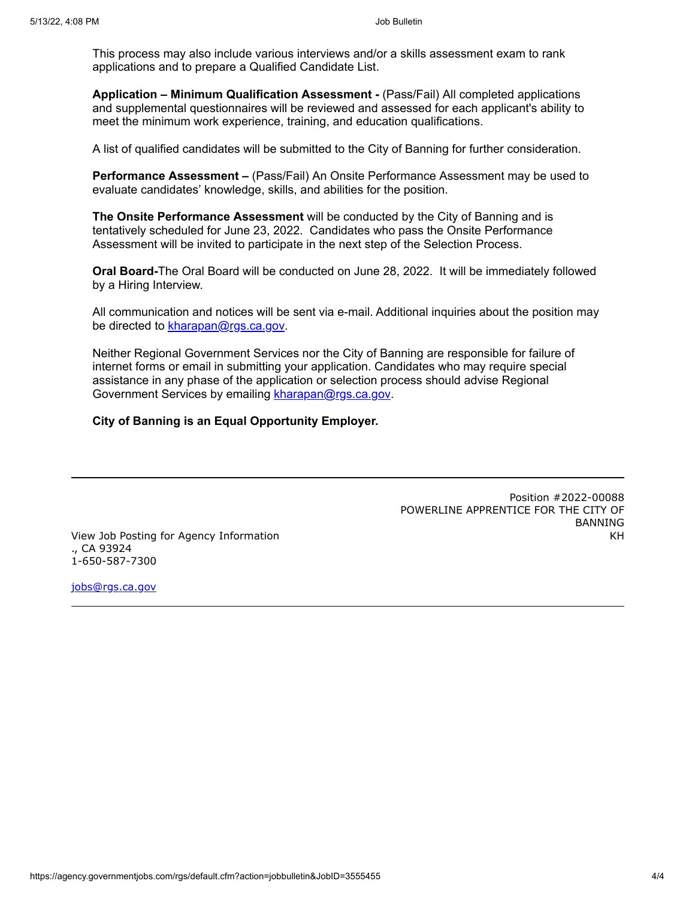This process may also include various interviews and/or a skills assessment exam to rank applications and to prepare a Qualified Candidate List.

**Application – Minimum Qualification Assessment -** (Pass/Fail) All completed applications and supplemental questionnaires will be reviewed and assessed for each applicant's ability to meet the minimum work experience, training, and education qualifications.

A list of qualified candidates will be submitted to the City of Banning for further consideration.

**Performance Assessment –** (Pass/Fail) An Onsite Performance Assessment may be used to evaluate candidates' knowledge, skills, and abilities for the position.

**The Onsite Performance Assessment** will be conducted by the City of Banning and is tentatively scheduled for June 23, 2022. Candidates who pass the Onsite Performance Assessment will be invited to participate in the next step of the Selection Process.

**Oral Board-**The Oral Board will be conducted on June 28, 2022. It will be immediately followed by a Hiring Interview.

All communication and notices will be sent via e-mail. Additional inquiries about the position may be directed to kharapan@rgs.ca.gov.

Neither Regional Government Services nor the City of Banning are responsible for failure of internet forms or email in submitting your application. Candidates who may require special assistance in any phase of the application or selection process should advise Regional Government Services by emailing kharapan@rgs.ca.gov.

**City of Banning is an Equal Opportunity Employer.**

---

Position #2022-00088
POWERLINE APPRENTICE FOR THE CITY OF BANNING
KH

View Job Posting for Agency Information
., CA 93924
1-650-587-7300

jobs@rgs.ca.gov